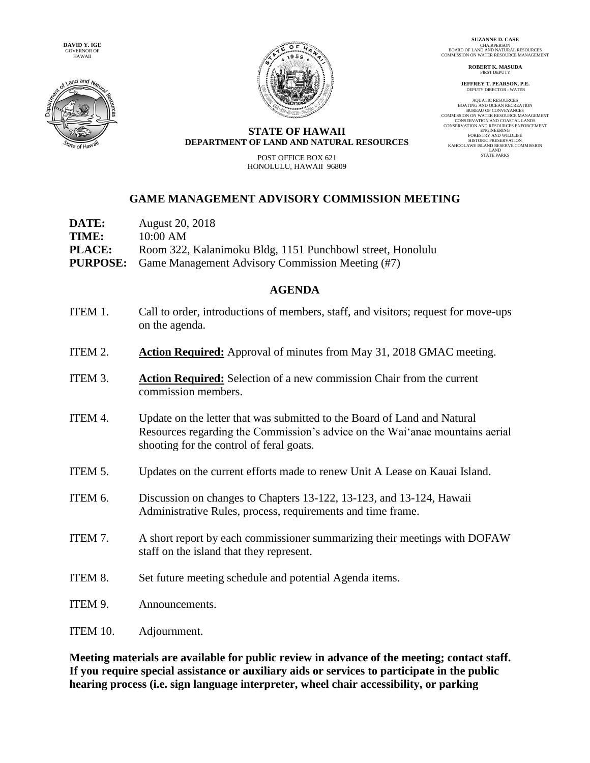**DAVID Y. IGE**
GOVERNOR OF
HAWAII

**STATE OF HAWAII**
**DEPARTMENT OF LAND AND NATURAL RESOURCES**

POST OFFICE BOX 621
HONOLULU, HAWAII 96809

**SUZANNE D. CASE**
CHAIRPERSON
BOARD OF LAND AND NATURAL RESOURCES
COMMISSION ON WATER RESOURCE MANAGEMENT

**ROBERT K. MASUDA**
FIRST DEPUTY

**JEFFREY T. PEARSON, P.E.**
DEPUTY DIRECTOR - WATER

AQUATIC RESOURCES
BOATING AND OCEAN RECREATION
BUREAU OF CONVEYANCES
COMMISSION ON WATER RESOURCE MANAGEMENT
CONSERVATION AND COASTAL LANDS
CONSERVATION AND RESOURCES ENFORCEMENT
ENGINEERING
FORESTRY AND WILDLIFE
HISTORIC PRESERVATION
KAHOOLAWE ISLAND RESERVE COMMISSION
LAND
STATE PARKS

## GAME MANAGEMENT ADVISORY COMMISSION MEETING

**DATE:** August 20, 2018
**TIME:** 10:00 AM
**PLACE:** Room 322, Kalanimoku Bldg, 1151 Punchbowl street, Honolulu
**PURPOSE:** Game Management Advisory Commission Meeting (#7)

## AGENDA

ITEM 1. Call to order, introductions of members, staff, and visitors; request for move-ups on the agenda.

ITEM 2. **Action Required:** Approval of minutes from May 31, 2018 GMAC meeting.

ITEM 3. **Action Required:** Selection of a new commission Chair from the current commission members.

ITEM 4. Update on the letter that was submitted to the Board of Land and Natural Resources regarding the Commission's advice on the Wai'anae mountains aerial shooting for the control of feral goats.

ITEM 5. Updates on the current efforts made to renew Unit A Lease on Kauai Island.

ITEM 6. Discussion on changes to Chapters 13-122, 13-123, and 13-124, Hawaii Administrative Rules, process, requirements and time frame.

ITEM 7. A short report by each commissioner summarizing their meetings with DOFAW staff on the island that they represent.

ITEM 8. Set future meeting schedule and potential Agenda items.

ITEM 9. Announcements.

ITEM 10. Adjournment.

**Meeting materials are available for public review in advance of the meeting; contact staff. If you require special assistance or auxiliary aids or services to participate in the public hearing process (i.e. sign language interpreter, wheel chair accessibility, or parking**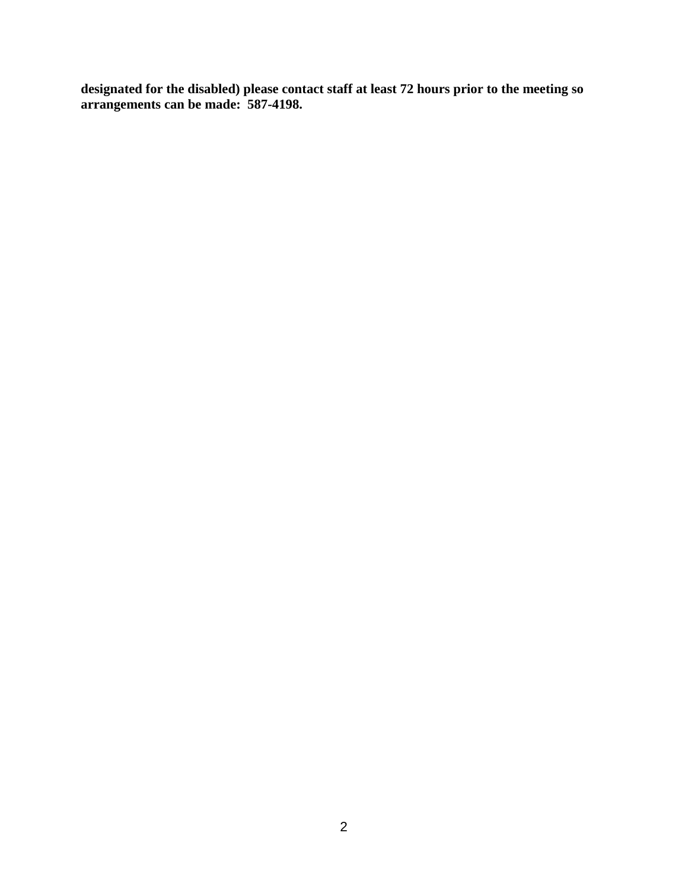**designated for the disabled) please contact staff at least 72 hours prior to the meeting so arrangements can be made: 587-4198.**